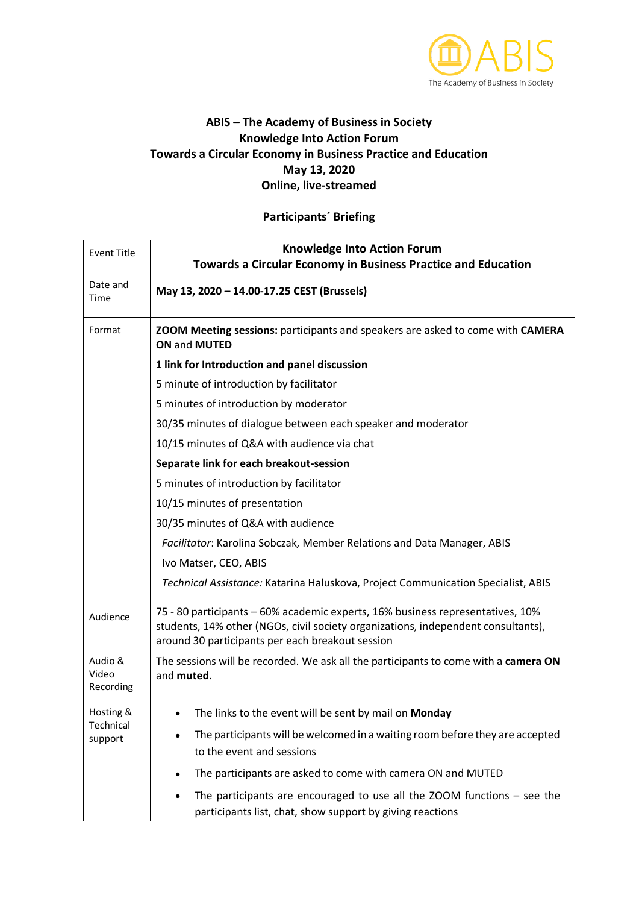**ABIS – The Academy of Business in Society**
**Knowledge Into Action Forum**
**Towards a Circular Economy in Business Practice and Education**
**May 13, 2020**
**Online, live-streamed**

**Participants´ Briefing**

| Event Title | **Knowledge Into Action Forum**<br>**Towards a Circular Economy in Business Practice and Education** |
|---|---|
| Date and Time | **May 13, 2020 – 14.00-17.25 CEST (Brussels)** |
| Format | **ZOOM Meeting sessions:** participants and speakers are asked to come with **CAMERA ON** and **MUTED**<br>**1 link for Introduction and panel discussion**<br>5 minute of introduction by facilitator<br>5 minutes of introduction by moderator<br>30/35 minutes of dialogue between each speaker and moderator<br>10/15 minutes of Q&A with audience via chat<br>**Separate link for each breakout-session**<br>5 minutes of introduction by facilitator<br>10/15 minutes of presentation<br>30/35 minutes of Q&A with audience |
| | *Facilitator*: Karolina Sobczak, Member Relations and Data Manager, ABIS<br>Ivo Matser, CEO, ABIS<br>*Technical Assistance:* Katarina Haluskova, Project Communication Specialist, ABIS |
| Audience | 75 - 80 participants – 60% academic experts, 16% business representatives, 10% students, 14% other (NGOs, civil society organizations, independent consultants), around 30 participants per each breakout session |
| Audio & Video Recording | The sessions will be recorded. We ask all the participants to come with a **camera ON** and **muted**. |
| Hosting & Technical support | • The links to the event will be sent by mail on **Monday**<br>• The participants will be welcomed in a waiting room before they are accepted to the event and sessions<br>• The participants are asked to come with camera ON and MUTED<br>• The participants are encouraged to use all the ZOOM functions – see the participants list, chat, show support by giving reactions |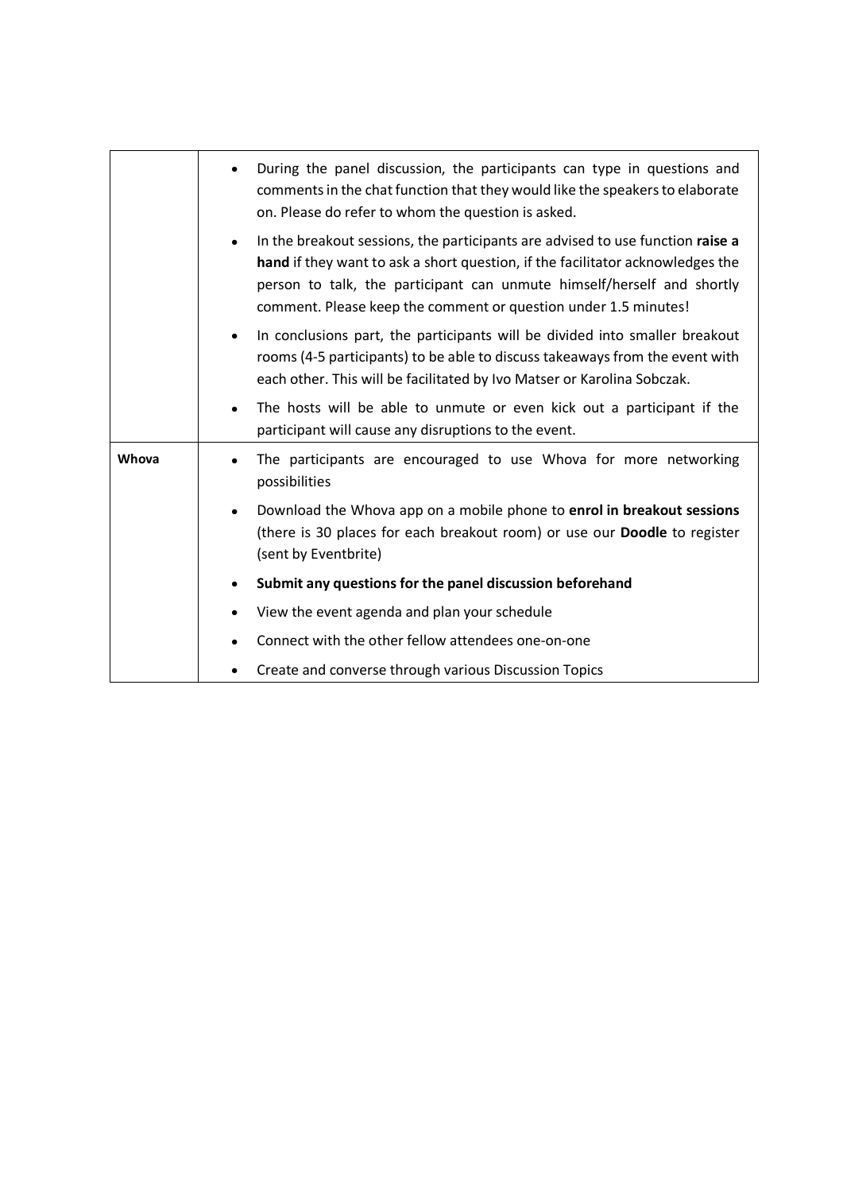| | |
|---|---|
| | • During the panel discussion, the participants can type in questions and comments in the chat function that they would like the speakers to elaborate on. Please do refer to whom the question is asked.<br>• In the breakout sessions, the participants are advised to use function **raise a hand** if they want to ask a short question, if the facilitator acknowledges the person to talk, the participant can unmute himself/herself and shortly comment. Please keep the comment or question under 1.5 minutes!<br>• In conclusions part, the participants will be divided into smaller breakout rooms (4-5 participants) to be able to discuss takeaways from the event with each other. This will be facilitated by Ivo Matser or Karolina Sobczak.<br>• The hosts will be able to unmute or even kick out a participant if the participant will cause any disruptions to the event. |
| **Whova** | • The participants are encouraged to use Whova for more networking possibilities<br>• Download the Whova app on a mobile phone to **enrol in breakout sessions** (there is 30 places for each breakout room) or use our **Doodle** to register (sent by Eventbrite)<br>• **Submit any questions for the panel discussion beforehand**<br>• View the event agenda and plan your schedule<br>• Connect with the other fellow attendees one-on-one<br>• Create and converse through various Discussion Topics |